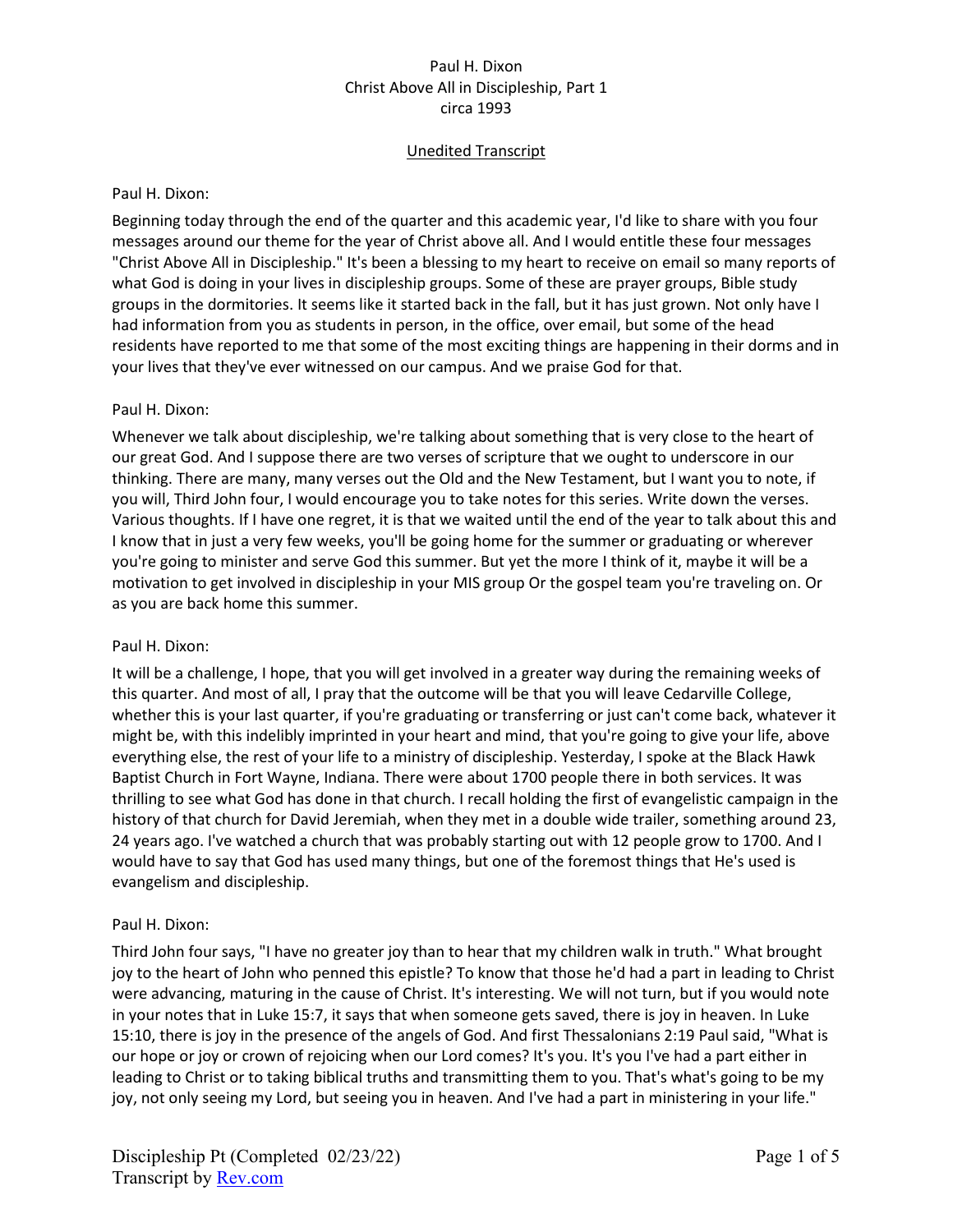Paul H. Dixon
Christ Above All in Discipleship, Part 1
circa 1993

Unedited Transcript

Paul H. Dixon:

Beginning today through the end of the quarter and this academic year, I'd like to share with you four messages around our theme for the year of Christ above all. And I would entitle these four messages "Christ Above All in Discipleship." It's been a blessing to my heart to receive on email so many reports of what God is doing in your lives in discipleship groups. Some of these are prayer groups, Bible study groups in the dormitories. It seems like it started back in the fall, but it has just grown. Not only have I had information from you as students in person, in the office, over email, but some of the head residents have reported to me that some of the most exciting things are happening in their dorms and in your lives that they've ever witnessed on our campus. And we praise God for that.

Paul H. Dixon:

Whenever we talk about discipleship, we're talking about something that is very close to the heart of our great God. And I suppose there are two verses of scripture that we ought to underscore in our thinking. There are many, many verses out the Old and the New Testament, but I want you to note, if you will, Third John four, I would encourage you to take notes for this series. Write down the verses. Various thoughts. If I have one regret, it is that we waited until the end of the year to talk about this and I know that in just a very few weeks, you'll be going home for the summer or graduating or wherever you're going to minister and serve God this summer. But yet the more I think of it, maybe it will be a motivation to get involved in discipleship in your MIS group Or the gospel team you're traveling on. Or as you are back home this summer.

Paul H. Dixon:

It will be a challenge, I hope, that you will get involved in a greater way during the remaining weeks of this quarter. And most of all, I pray that the outcome will be that you will leave Cedarville College, whether this is your last quarter, if you're graduating or transferring or just can't come back, whatever it might be, with this indelibly imprinted in your heart and mind, that you're going to give your life, above everything else, the rest of your life to a ministry of discipleship. Yesterday, I spoke at the Black Hawk Baptist Church in Fort Wayne, Indiana. There were about 1700 people there in both services. It was thrilling to see what God has done in that church. I recall holding the first of evangelistic campaign in the history of that church for David Jeremiah, when they met in a double wide trailer, something around 23, 24 years ago. I've watched a church that was probably starting out with 12 people grow to 1700. And I would have to say that God has used many things, but one of the foremost things that He's used is evangelism and discipleship.

Paul H. Dixon:

Third John four says, "I have no greater joy than to hear that my children walk in truth." What brought joy to the heart of John who penned this epistle? To know that those he'd had a part in leading to Christ were advancing, maturing in the cause of Christ. It's interesting. We will not turn, but if you would note in your notes that in Luke 15:7, it says that when someone gets saved, there is joy in heaven. In Luke 15:10, there is joy in the presence of the angels of God. And first Thessalonians 2:19 Paul said, "What is our hope or joy or crown of rejoicing when our Lord comes? It's you. It's you I've had a part either in leading to Christ or to taking biblical truths and transmitting them to you. That's what's going to be my joy, not only seeing my Lord, but seeing you in heaven. And I've had a part in ministering in your life."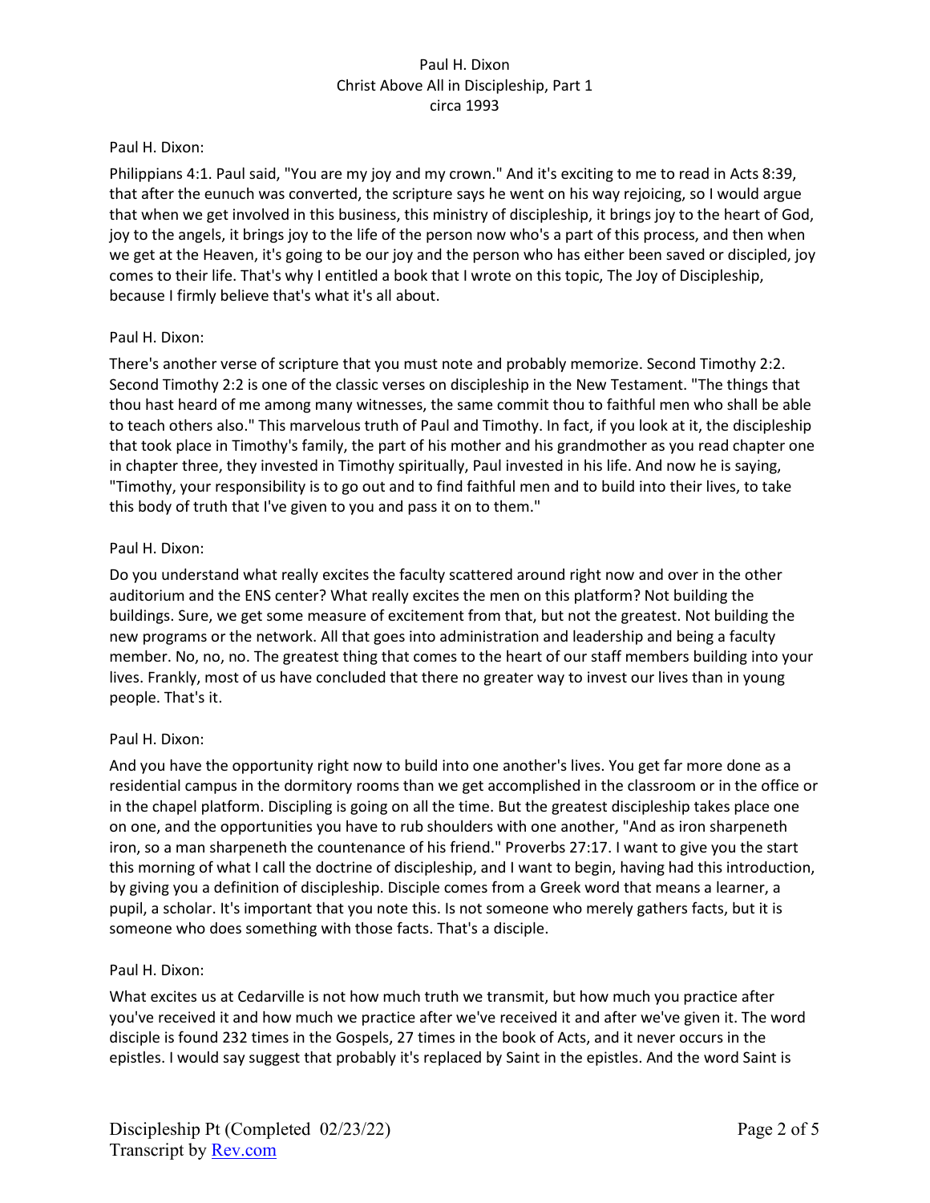Paul H. Dixon:

Philippians 4:1. Paul said, "You are my joy and my crown." And it's exciting to me to read in Acts 8:39, that after the eunuch was converted, the scripture says he went on his way rejoicing, so I would argue that when we get involved in this business, this ministry of discipleship, it brings joy to the heart of God, joy to the angels, it brings joy to the life of the person now who's a part of this process, and then when we get at the Heaven, it's going to be our joy and the person who has either been saved or discipled, joy comes to their life. That's why I entitled a book that I wrote on this topic, The Joy of Discipleship, because I firmly believe that's what it's all about.

Paul H. Dixon:

There's another verse of scripture that you must note and probably memorize. Second Timothy 2:2. Second Timothy 2:2 is one of the classic verses on discipleship in the New Testament. "The things that thou hast heard of me among many witnesses, the same commit thou to faithful men who shall be able to teach others also." This marvelous truth of Paul and Timothy. In fact, if you look at it, the discipleship that took place in Timothy's family, the part of his mother and his grandmother as you read chapter one in chapter three, they invested in Timothy spiritually, Paul invested in his life. And now he is saying, "Timothy, your responsibility is to go out and to find faithful men and to build into their lives, to take this body of truth that I've given to you and pass it on to them."

Paul H. Dixon:

Do you understand what really excites the faculty scattered around right now and over in the other auditorium and the ENS center? What really excites the men on this platform? Not building the buildings. Sure, we get some measure of excitement from that, but not the greatest. Not building the new programs or the network. All that goes into administration and leadership and being a faculty member. No, no, no. The greatest thing that comes to the heart of our staff members building into your lives. Frankly, most of us have concluded that there no greater way to invest our lives than in young people. That's it.

Paul H. Dixon:

And you have the opportunity right now to build into one another's lives. You get far more done as a residential campus in the dormitory rooms than we get accomplished in the classroom or in the office or in the chapel platform. Discipling is going on all the time. But the greatest discipleship takes place one on one, and the opportunities you have to rub shoulders with one another, "And as iron sharpeneth iron, so a man sharpeneth the countenance of his friend." Proverbs 27:17. I want to give you the start this morning of what I call the doctrine of discipleship, and I want to begin, having had this introduction, by giving you a definition of discipleship. Disciple comes from a Greek word that means a learner, a pupil, a scholar. It's important that you note this. Is not someone who merely gathers facts, but it is someone who does something with those facts. That's a disciple.

Paul H. Dixon:

What excites us at Cedarville is not how much truth we transmit, but how much you practice after you've received it and how much we practice after we've received it and after we've given it. The word disciple is found 232 times in the Gospels, 27 times in the book of Acts, and it never occurs in the epistles. I would say suggest that probably it's replaced by Saint in the epistles. And the word Saint is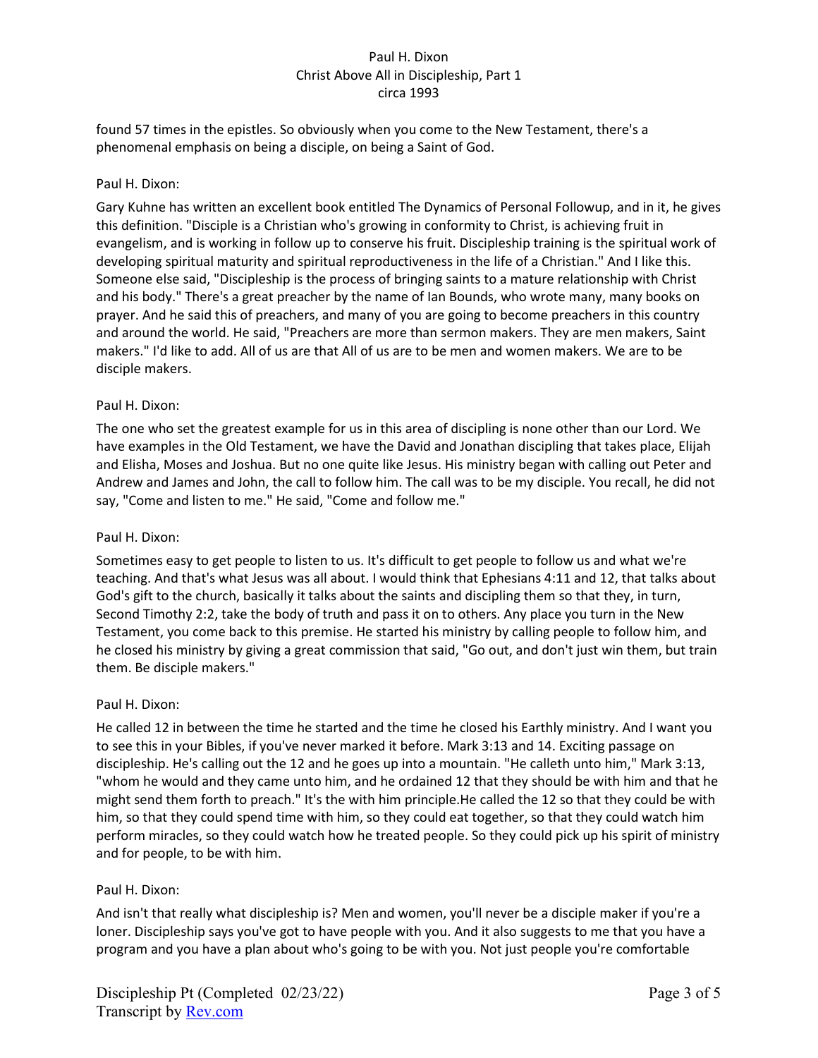found 57 times in the epistles. So obviously when you come to the New Testament, there's a phenomenal emphasis on being a disciple, on being a Saint of God.

Paul H. Dixon:

Gary Kuhne has written an excellent book entitled The Dynamics of Personal Followup, and in it, he gives this definition. "Disciple is a Christian who's growing in conformity to Christ, is achieving fruit in evangelism, and is working in follow up to conserve his fruit. Discipleship training is the spiritual work of developing spiritual maturity and spiritual reproductiveness in the life of a Christian." And I like this. Someone else said, "Discipleship is the process of bringing saints to a mature relationship with Christ and his body." There's a great preacher by the name of Ian Bounds, who wrote many, many books on prayer. And he said this of preachers, and many of you are going to become preachers in this country and around the world. He said, "Preachers are more than sermon makers. They are men makers, Saint makers." I'd like to add. All of us are that All of us are to be men and women makers. We are to be disciple makers.

Paul H. Dixon:

The one who set the greatest example for us in this area of discipling is none other than our Lord. We have examples in the Old Testament, we have the David and Jonathan discipling that takes place, Elijah and Elisha, Moses and Joshua. But no one quite like Jesus. His ministry began with calling out Peter and Andrew and James and John, the call to follow him. The call was to be my disciple. You recall, he did not say, "Come and listen to me." He said, "Come and follow me."

Paul H. Dixon:

Sometimes easy to get people to listen to us. It's difficult to get people to follow us and what we're teaching. And that's what Jesus was all about. I would think that Ephesians 4:11 and 12, that talks about God's gift to the church, basically it talks about the saints and discipling them so that they, in turn, Second Timothy 2:2, take the body of truth and pass it on to others. Any place you turn in the New Testament, you come back to this premise. He started his ministry by calling people to follow him, and he closed his ministry by giving a great commission that said, "Go out, and don't just win them, but train them. Be disciple makers."

Paul H. Dixon:

He called 12 in between the time he started and the time he closed his Earthly ministry. And I want you to see this in your Bibles, if you've never marked it before. Mark 3:13 and 14. Exciting passage on discipleship. He's calling out the 12 and he goes up into a mountain. "He calleth unto him," Mark 3:13, "whom he would and they came unto him, and he ordained 12 that they should be with him and that he might send them forth to preach." It's the with him principle.He called the 12 so that they could be with him, so that they could spend time with him, so they could eat together, so that they could watch him perform miracles, so they could watch how he treated people. So they could pick up his spirit of ministry and for people, to be with him.

Paul H. Dixon:

And isn't that really what discipleship is? Men and women, you'll never be a disciple maker if you're a loner. Discipleship says you've got to have people with you. And it also suggests to me that you have a program and you have a plan about who's going to be with you. Not just people you're comfortable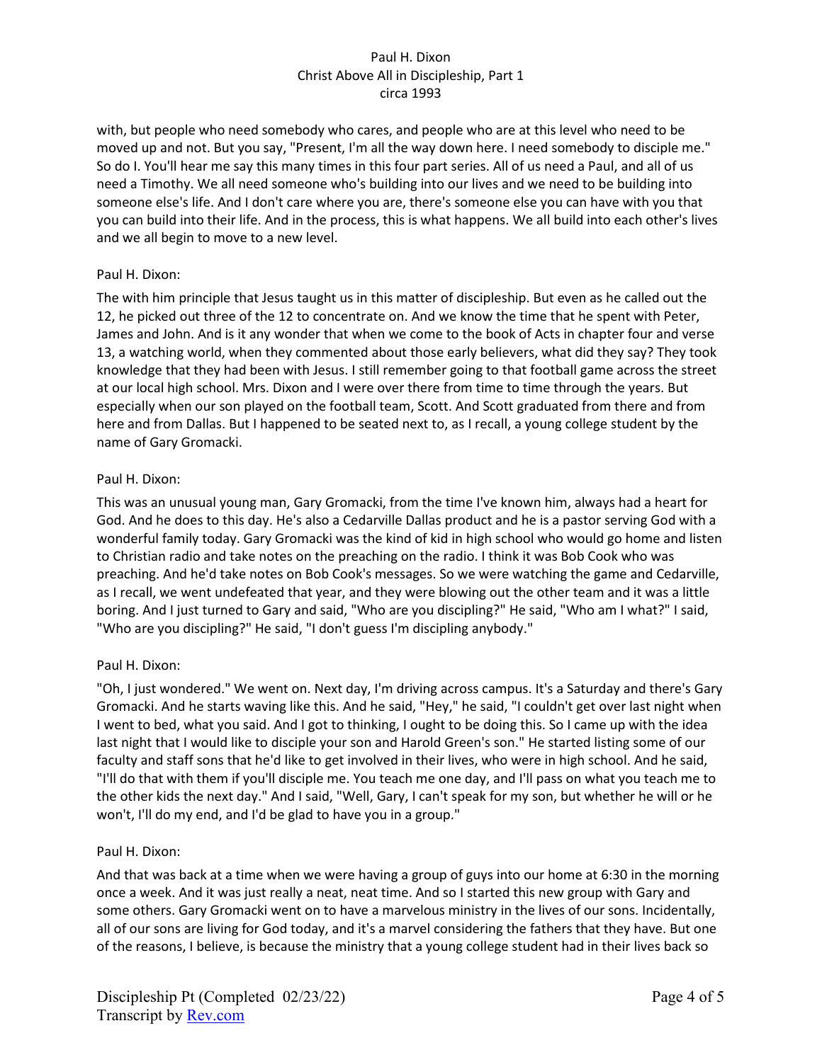with, but people who need somebody who cares, and people who are at this level who need to be moved up and not. But you say, "Present, I'm all the way down here. I need somebody to disciple me." So do I. You'll hear me say this many times in this four part series. All of us need a Paul, and all of us need a Timothy. We all need someone who's building into our lives and we need to be building into someone else's life. And I don't care where you are, there's someone else you can have with you that you can build into their life. And in the process, this is what happens. We all build into each other's lives and we all begin to move to a new level.

Paul H. Dixon:

The with him principle that Jesus taught us in this matter of discipleship. But even as he called out the 12, he picked out three of the 12 to concentrate on. And we know the time that he spent with Peter, James and John. And is it any wonder that when we come to the book of Acts in chapter four and verse 13, a watching world, when they commented about those early believers, what did they say? They took knowledge that they had been with Jesus. I still remember going to that football game across the street at our local high school. Mrs. Dixon and I were over there from time to time through the years. But especially when our son played on the football team, Scott. And Scott graduated from there and from here and from Dallas. But I happened to be seated next to, as I recall, a young college student by the name of Gary Gromacki.

Paul H. Dixon:

This was an unusual young man, Gary Gromacki, from the time I've known him, always had a heart for God. And he does to this day. He's also a Cedarville Dallas product and he is a pastor serving God with a wonderful family today. Gary Gromacki was the kind of kid in high school who would go home and listen to Christian radio and take notes on the preaching on the radio. I think it was Bob Cook who was preaching. And he'd take notes on Bob Cook's messages. So we were watching the game and Cedarville, as I recall, we went undefeated that year, and they were blowing out the other team and it was a little boring. And I just turned to Gary and said, "Who are you discipling?" He said, "Who am I what?" I said, "Who are you discipling?" He said, "I don't guess I'm discipling anybody."

Paul H. Dixon:

"Oh, I just wondered." We went on. Next day, I'm driving across campus. It's a Saturday and there's Gary Gromacki. And he starts waving like this. And he said, "Hey," he said, "I couldn't get over last night when I went to bed, what you said. And I got to thinking, I ought to be doing this. So I came up with the idea last night that I would like to disciple your son and Harold Green's son." He started listing some of our faculty and staff sons that he'd like to get involved in their lives, who were in high school. And he said, "I'll do that with them if you'll disciple me. You teach me one day, and I'll pass on what you teach me to the other kids the next day." And I said, "Well, Gary, I can't speak for my son, but whether he will or he won't, I'll do my end, and I'd be glad to have you in a group."

Paul H. Dixon:

And that was back at a time when we were having a group of guys into our home at 6:30 in the morning once a week. And it was just really a neat, neat time. And so I started this new group with Gary and some others. Gary Gromacki went on to have a marvelous ministry in the lives of our sons. Incidentally, all of our sons are living for God today, and it's a marvel considering the fathers that they have. But one of the reasons, I believe, is because the ministry that a young college student had in their lives back so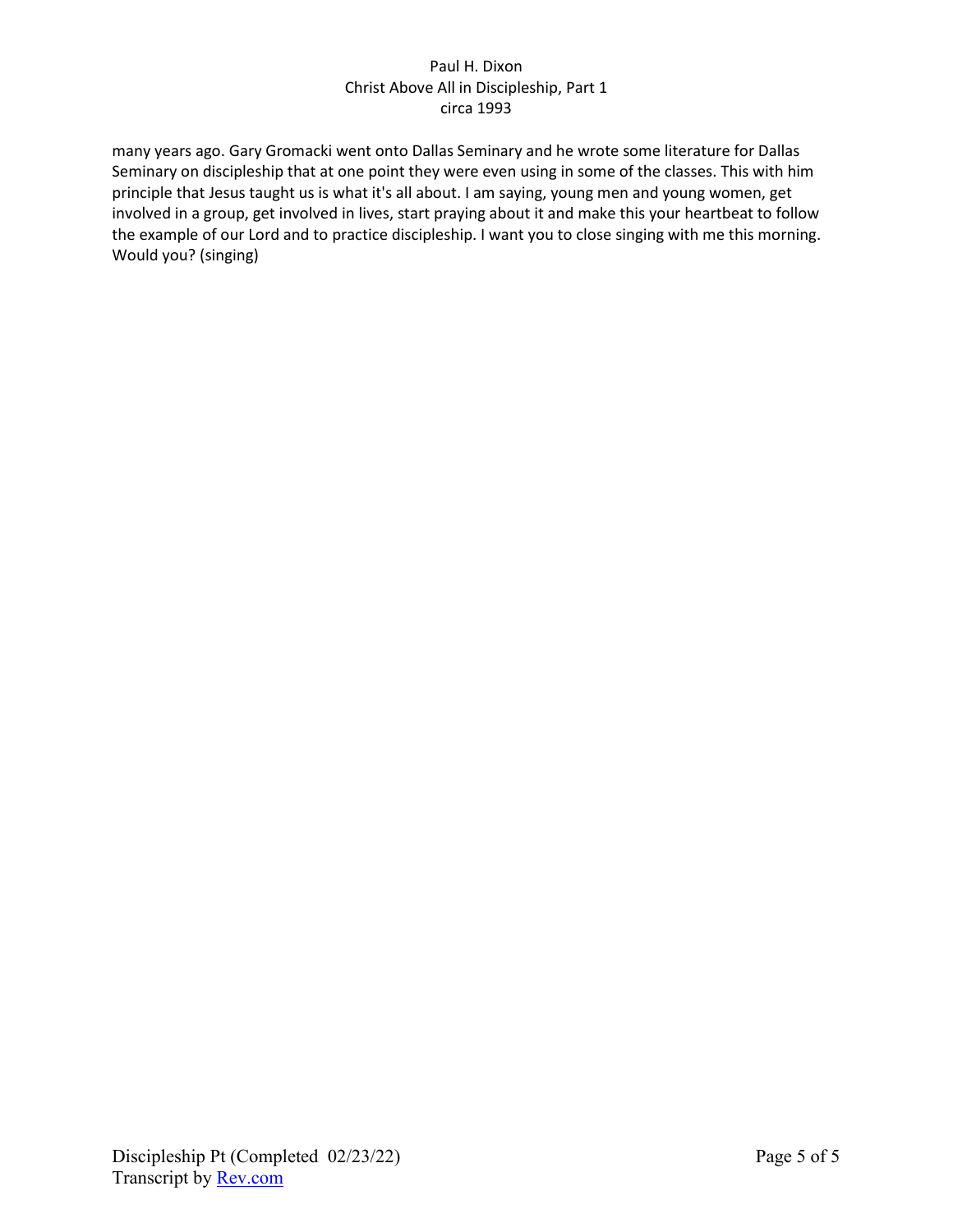many years ago. Gary Gromacki went onto Dallas Seminary and he wrote some literature for Dallas Seminary on discipleship that at one point they were even using in some of the classes. This with him principle that Jesus taught us is what it's all about. I am saying, young men and young women, get involved in a group, get involved in lives, start praying about it and make this your heartbeat to follow the example of our Lord and to practice discipleship. I want you to close singing with me this morning. Would you? (singing)